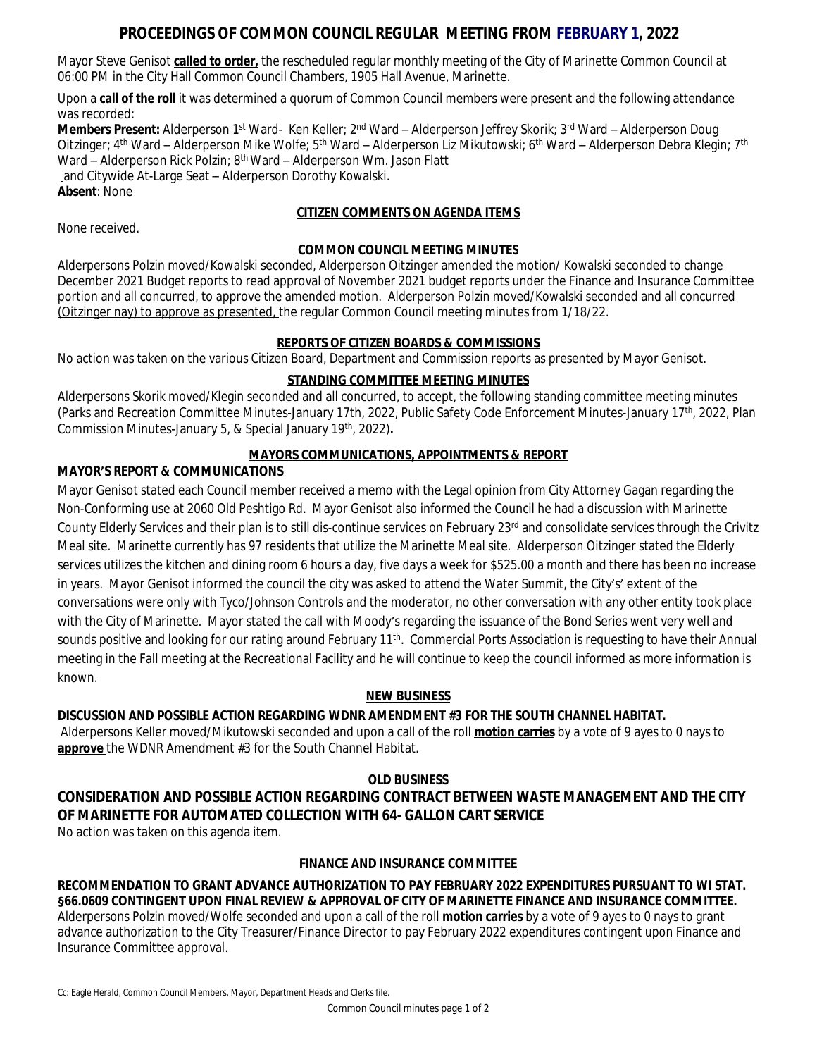# PROCEEDINGS OF COMMON COUNCIL REGULAR MEETING FROM FEBRUARY 1, 2022

Mayor Steve Genisot **called to order,** the rescheduled regular monthly meeting of the City of Marinette Common Council at 06:00 PM in the City Hall Common Council Chambers, 1905 Hall Avenue, Marinette.

Upon a **call of the roll** it was determined a quorum of Common Council members were present and the following attendance was recorded:

**Members Present:** Alderperson 1st Ward- Ken Keller; 2nd Ward – Alderperson Jeffrey Skorik; 3rd Ward – Alderperson Doug Oitzinger; 4th Ward – Alderperson Mike Wolfe; 5th Ward – Alderperson Liz Mikutowski; 6th Ward – Alderperson Debra Klegin; 7th Ward – Alderperson Rick Polzin; 8th Ward – Alderperson Wm. Jason Flatt and Citywide At-Large Seat – Alderperson Dorothy Kowalski.

**Absent**: None

## CITIZEN COMMENTS ON AGENDA ITEMS

None received.

## COMMON COUNCIL MEETING MINUTES

Alderpersons Polzin moved/Kowalski seconded, Alderperson Oitzinger amended the motion/ Kowalski seconded to change December 2021 Budget reports to read approval of November 2021 budget reports under the Finance and Insurance Committee portion and all concurred, to approve the amended motion. Alderperson Polzin moved/Kowalski seconded and all concurred (Oitzinger nay) to approve as presented, the regular Common Council meeting minutes from 1/18/22.

## REPORTS OF CITIZEN BOARDS & COMMISSIONS

No action was taken on the various Citizen Board, Department and Commission reports as presented by Mayor Genisot.

## STANDING COMMITTEE MEETING MINUTES

Alderpersons Skorik moved/Klegin seconded and all concurred, to accept, the following standing committee meeting minutes (Parks and Recreation Committee Minutes-January 17th, 2022, Public Safety Code Enforcement Minutes-January 17th, 2022, Plan Commission Minutes-January 5, & Special January 19th, 2022)**.**

## MAYORS COMMUNICATIONS, APPOINTMENTS & REPORT

### MAYOR'S REPORT & COMMUNICATIONS

Mayor Genisot stated each Council member received a memo with the Legal opinion from City Attorney Gagan regarding the Non-Conforming use at 2060 Old Peshtigo Rd. Mayor Genisot also informed the Council he had a discussion with Marinette County Elderly Services and their plan is to still dis-continue services on February 23rd and consolidate services through the Crivitz Meal site. Marinette currently has 97 residents that utilize the Marinette Meal site. Alderperson Oitzinger stated the Elderly services utilizes the kitchen and dining room 6 hours a day, five days a week for $525.00 a month and there has been no increase in years. Mayor Genisot informed the council the city was asked to attend the Water Summit, the City's' extent of the conversations were only with Tyco/Johnson Controls and the moderator, no other conversation with any other entity took place with the City of Marinette. Mayor stated the call with Moody's regarding the issuance of the Bond Series went very well and sounds positive and looking for our rating around February 11th. Commercial Ports Association is requesting to have their Annual meeting in the Fall meeting at the Recreational Facility and he will continue to keep the council informed as more information is known.

## NEW BUSINESS

### DISCUSSION AND POSSIBLE ACTION REGARDING WDNR AMENDMENT #3 FOR THE SOUTH CHANNEL HABITAT.

Alderpersons Keller moved/Mikutowski seconded and upon a call of the roll **motion carries** by a vote of 9 ayes to 0 nays to **approve** the WDNR Amendment #3 for the South Channel Habitat.

## OLD BUSINESS

### CONSIDERATION AND POSSIBLE ACTION REGARDING CONTRACT BETWEEN WASTE MANAGEMENT AND THE CITY OF MARINETTE FOR AUTOMATED COLLECTION WITH 64- GALLON CART SERVICE

No action was taken on this agenda item.

## FINANCE AND INSURANCE COMMITTEE

### RECOMMENDATION TO GRANT ADVANCE AUTHORIZATION TO PAY FEBRUARY 2022 EXPENDITURES PURSUANT TO WI STAT. §66.0609 CONTINGENT UPON FINAL REVIEW & APPROVAL OF CITY OF MARINETTE FINANCE AND INSURANCE COMMITTEE.

Alderpersons Polzin moved/Wolfe seconded and upon a call of the roll **motion carries** by a vote of 9 ayes to 0 nays to grant advance authorization to the City Treasurer/Finance Director to pay February 2022 expenditures contingent upon Finance and Insurance Committee approval.

Cc: Eagle Herald, Common Council Members, Mayor, Department Heads and Clerks file.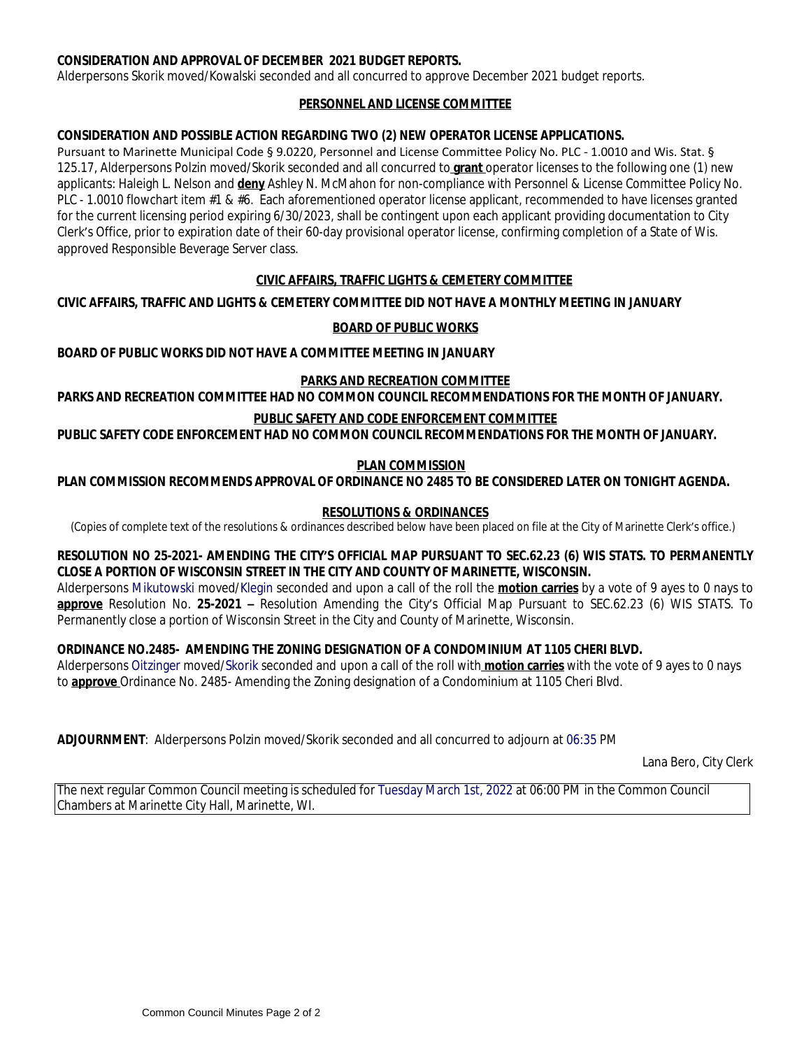**CONSIDERATION AND APPROVAL OF DECEMBER 2021 BUDGET REPORTS.**
Alderpersons Skorik moved/Kowalski seconded and all concurred to approve December 2021 budget reports.

## PERSONNEL AND LICENSE COMMITTEE

**CONSIDERATION AND POSSIBLE ACTION REGARDING TWO (2) NEW OPERATOR LICENSE APPLICATIONS.**
Pursuant to Marinette Municipal Code § 9.0220, Personnel and License Committee Policy No. PLC - 1.0010 and Wis. Stat. § 125.17, Alderpersons Polzin moved/Skorik seconded and all concurred to **grant** operator licenses to the following one (1) new applicants: Haleigh L. Nelson and **deny** Ashley N. McMahon for non-compliance with Personnel & License Committee Policy No. PLC - 1.0010 flowchart item #1 & #6. Each aforementioned operator license applicant, recommended to have licenses granted for the current licensing period expiring 6/30/2023, shall be contingent upon each applicant providing documentation to City Clerk's Office, prior to expiration date of their 60-day provisional operator license, confirming completion of a State of Wis. approved Responsible Beverage Server class.

## CIVIC AFFAIRS, TRAFFIC LIGHTS & CEMETERY COMMITTEE

**CIVIC AFFAIRS, TRAFFIC AND LIGHTS & CEMETERY COMMITTEE DID NOT HAVE A MONTHLY MEETING IN JANUARY**

## BOARD OF PUBLIC WORKS

**BOARD OF PUBLIC WORKS DID NOT HAVE A COMMITTEE MEETING IN JANUARY**

## PARKS AND RECREATION COMMITTEE

**PARKS AND RECREATION COMMITTEE HAD NO COMMON COUNCIL RECOMMENDATIONS FOR THE MONTH OF JANUARY.**

## PUBLIC SAFETY AND CODE ENFORCEMENT COMMITTEE

**PUBLIC SAFETY CODE ENFORCEMENT HAD NO COMMON COUNCIL RECOMMENDATIONS FOR THE MONTH OF JANUARY.**

## PLAN COMMISSION

**PLAN COMMISSION RECOMMENDS APPROVAL OF ORDINANCE NO 2485 TO BE CONSIDERED LATER ON TONIGHT AGENDA.**

## RESOLUTIONS & ORDINANCES

(Copies of complete text of the resolutions & ordinances described below have been placed on file at the City of Marinette Clerk's office.)

**RESOLUTION NO 25-2021- AMENDING THE CITY'S OFFICIAL MAP PURSUANT TO SEC.62.23 (6) WIS STATS. TO PERMANENTLY CLOSE A PORTION OF WISCONSIN STREET IN THE CITY AND COUNTY OF MARINETTE, WISCONSIN.**
Alderpersons Mikutowski moved/Klegin seconded and upon a call of the roll the **motion carries** by a vote of 9 ayes to 0 nays to **approve** Resolution No. **25-2021 –** Resolution Amending the City's Official Map Pursuant to SEC.62.23 (6) WIS STATS. To Permanently close a portion of Wisconsin Street in the City and County of Marinette, Wisconsin.

**ORDINANCE NO.2485- AMENDING THE ZONING DESIGNATION OF A CONDOMINIUM AT 1105 CHERI BLVD.**
Alderpersons Oitzinger moved/Skorik seconded and upon a call of the roll with **motion carries** with the vote of 9 ayes to 0 nays to **approve** Ordinance No. 2485- Amending the Zoning designation of a Condominium at 1105 Cheri Blvd.

**ADJOURNMENT**: Alderpersons Polzin moved/Skorik seconded and all concurred to adjourn at 06:35 PM

Lana Bero, City Clerk

The next regular Common Council meeting is scheduled for Tuesday March 1st, 2022 at 06:00 PM in the Common Council Chambers at Marinette City Hall, Marinette, WI.